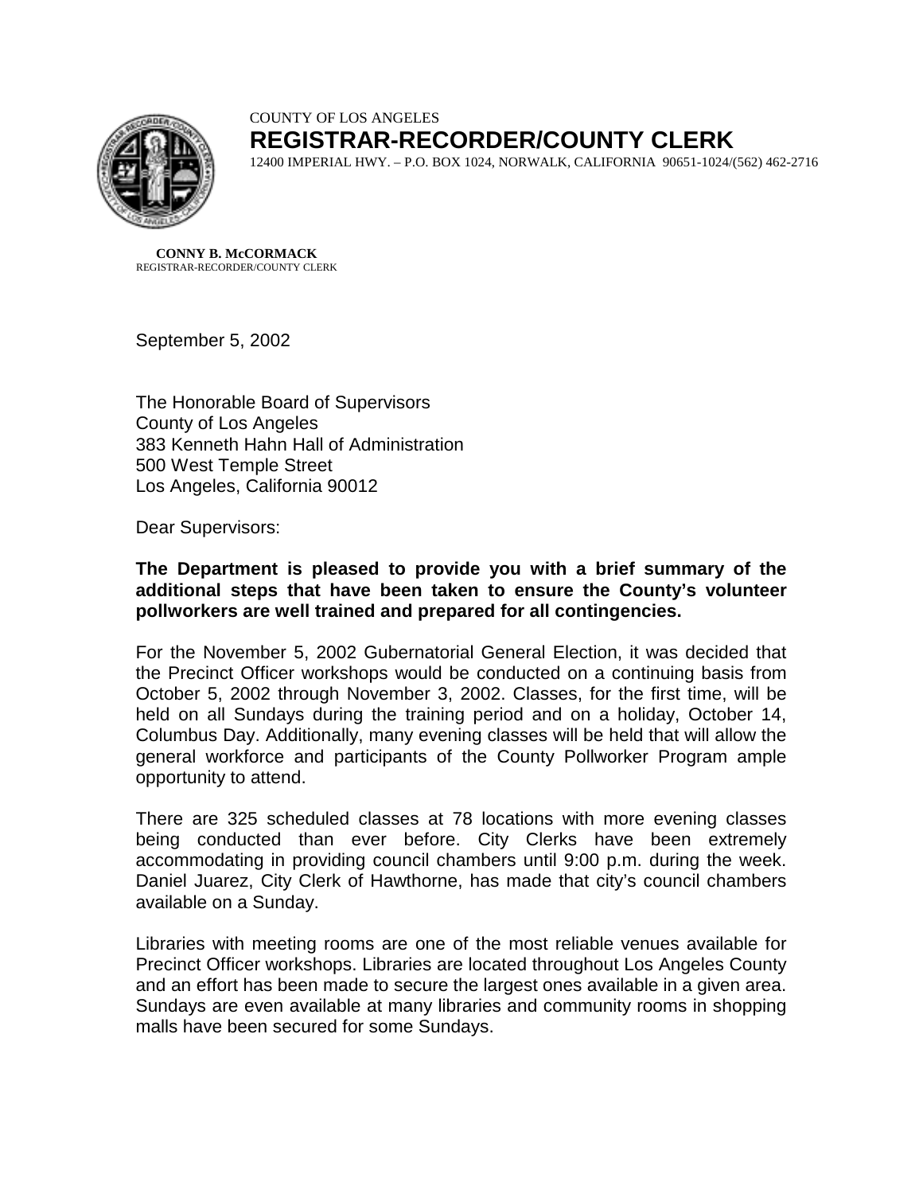COUNTY OF LOS ANGELES

# REGISTRAR-RECORDER/COUNTY CLERK

12400 IMPERIAL HWY. – P.O. BOX 1024, NORWALK, CALIFORNIA 90651-1024/(562) 462-2716

**CONNY B. McCORMACK**
REGISTRAR-RECORDER/COUNTY CLERK

September 5, 2002

The Honorable Board of Supervisors
County of Los Angeles
383 Kenneth Hahn Hall of Administration
500 West Temple Street
Los Angeles, California 90012

Dear Supervisors:

**The Department is pleased to provide you with a brief summary of the additional steps that have been taken to ensure the County's volunteer pollworkers are well trained and prepared for all contingencies.**

For the November 5, 2002 Gubernatorial General Election, it was decided that the Precinct Officer workshops would be conducted on a continuing basis from October 5, 2002 through November 3, 2002. Classes, for the first time, will be held on all Sundays during the training period and on a holiday, October 14, Columbus Day. Additionally, many evening classes will be held that will allow the general workforce and participants of the County Pollworker Program ample opportunity to attend.

There are 325 scheduled classes at 78 locations with more evening classes being conducted than ever before. City Clerks have been extremely accommodating in providing council chambers until 9:00 p.m. during the week. Daniel Juarez, City Clerk of Hawthorne, has made that city's council chambers available on a Sunday.

Libraries with meeting rooms are one of the most reliable venues available for Precinct Officer workshops. Libraries are located throughout Los Angeles County and an effort has been made to secure the largest ones available in a given area. Sundays are even available at many libraries and community rooms in shopping malls have been secured for some Sundays.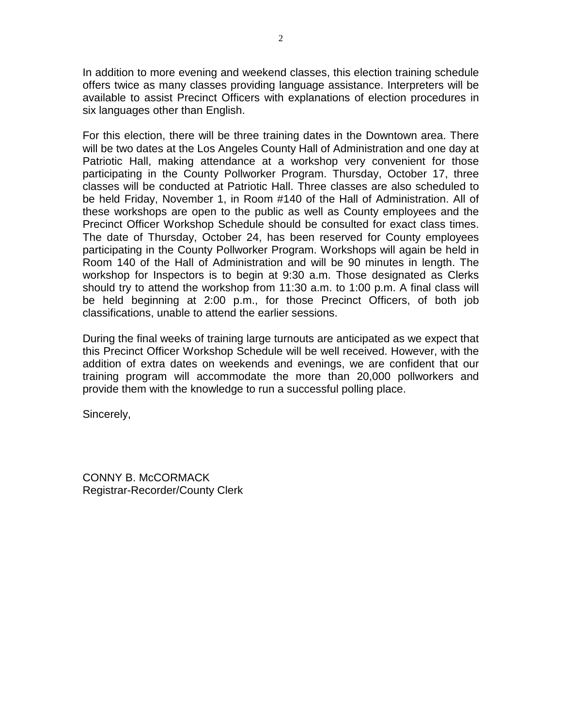In addition to more evening and weekend classes, this election training schedule offers twice as many classes providing language assistance. Interpreters will be available to assist Precinct Officers with explanations of election procedures in six languages other than English.

For this election, there will be three training dates in the Downtown area. There will be two dates at the Los Angeles County Hall of Administration and one day at Patriotic Hall, making attendance at a workshop very convenient for those participating in the County Pollworker Program. Thursday, October 17, three classes will be conducted at Patriotic Hall. Three classes are also scheduled to be held Friday, November 1, in Room #140 of the Hall of Administration. All of these workshops are open to the public as well as County employees and the Precinct Officer Workshop Schedule should be consulted for exact class times. The date of Thursday, October 24, has been reserved for County employees participating in the County Pollworker Program. Workshops will again be held in Room 140 of the Hall of Administration and will be 90 minutes in length. The workshop for Inspectors is to begin at 9:30 a.m. Those designated as Clerks should try to attend the workshop from 11:30 a.m. to 1:00 p.m. A final class will be held beginning at 2:00 p.m., for those Precinct Officers, of both job classifications, unable to attend the earlier sessions.

During the final weeks of training large turnouts are anticipated as we expect that this Precinct Officer Workshop Schedule will be well received. However, with the addition of extra dates on weekends and evenings, we are confident that our training program will accommodate the more than 20,000 pollworkers and provide them with the knowledge to run a successful polling place.

Sincerely,

CONNY B. McCORMACK
Registrar-Recorder/County Clerk